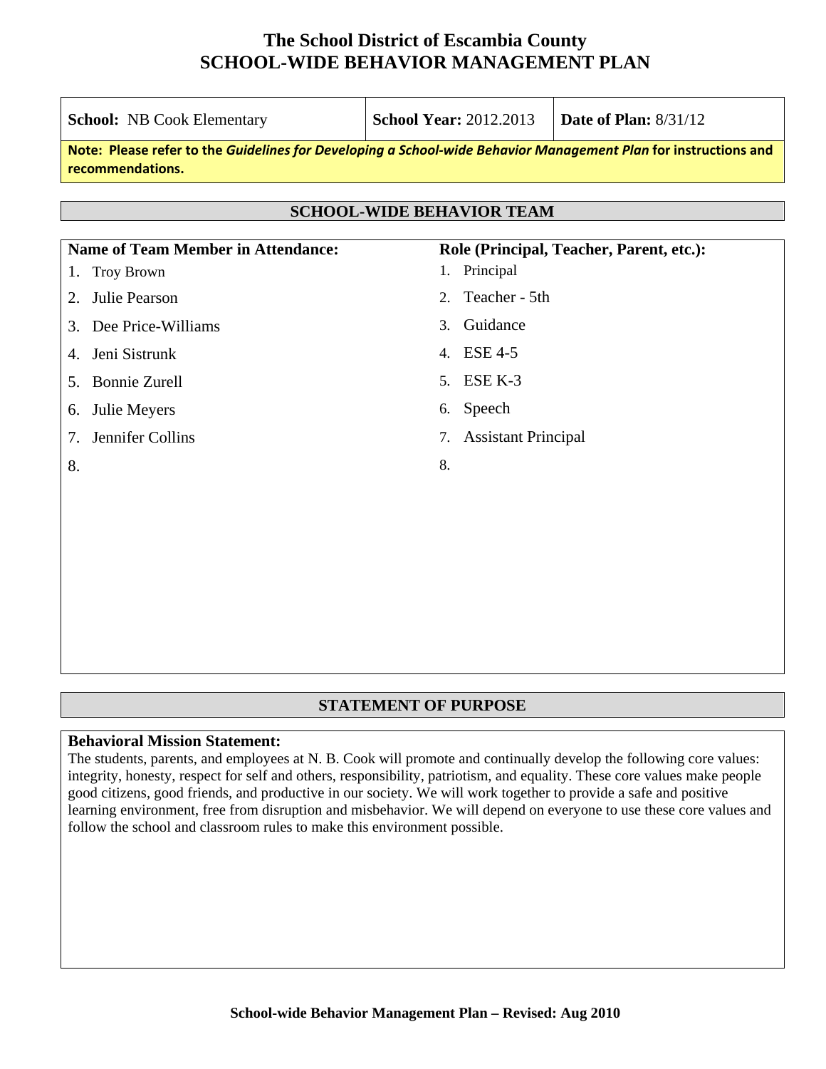# The School District of Escambia County
# SCHOOL-WIDE BEHAVIOR MANAGEMENT PLAN

| **School:** NB Cook Elementary | **School Year:** 2012.2013 | **Date of Plan:** 8/31/12 |
|---|---|---|

**Note: Please refer to the *Guidelines for Developing a School-wide Behavior Management Plan* for instructions and recommendations.**

## SCHOOL-WIDE BEHAVIOR TEAM

| Name of Team Member in Attendance: | Role (Principal, Teacher, Parent, etc.): |
|---|---|
| 1. Troy Brown | 1. Principal |
| 2. Julie Pearson | 2. Teacher - 5th |
| 3. Dee Price-Williams | 3. Guidance |
| 4. Jeni Sistrunk | 4. ESE 4-5 |
| 5. Bonnie Zurell | 5. ESE K-3 |
| 6. Julie Meyers | 6. Speech |
| 7. Jennifer Collins | 7. Assistant Principal |
| 8. | 8. |

## STATEMENT OF PURPOSE

**Behavioral Mission Statement:**
The students, parents, and employees at N. B. Cook will promote and continually develop the following core values: integrity, honesty, respect for self and others, responsibility, patriotism, and equality. These core values make people good citizens, good friends, and productive in our society. We will work together to provide a safe and positive learning environment, free from disruption and misbehavior. We will depend on everyone to use these core values and follow the school and classroom rules to make this environment possible.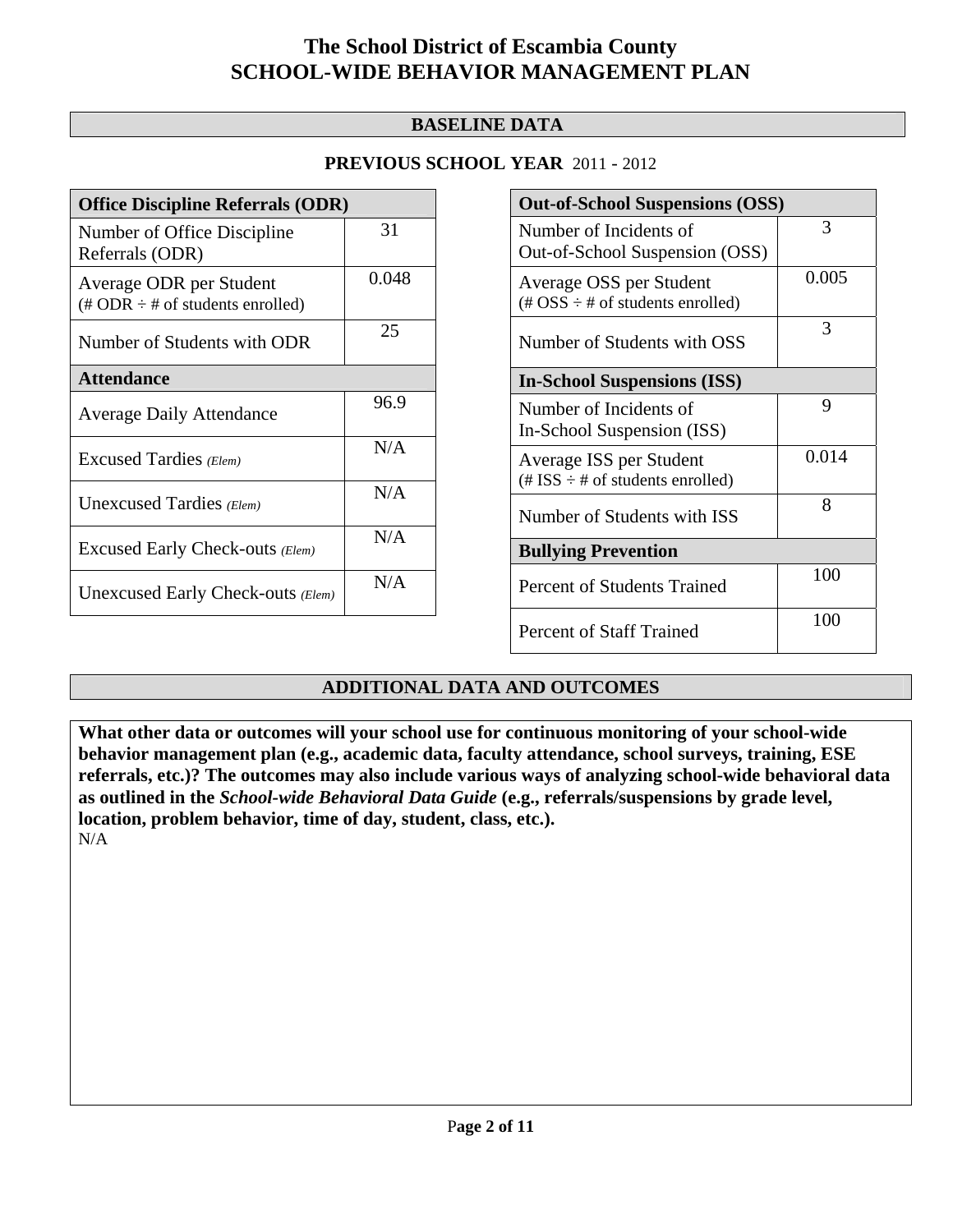# The School District of Escambia County
# SCHOOL-WIDE BEHAVIOR MANAGEMENT PLAN

## BASELINE DATA

### PREVIOUS SCHOOL YEAR 2011 - 2012

| **Office Discipline Referrals (ODR)** | |
|---|---|
| Number of Office Discipline Referrals (ODR) | 31 |
| Average ODR per Student (# ODR ÷ # of students enrolled) | 0.048 |
| Number of Students with ODR | 25 |
| **Attendance** | |
| Average Daily Attendance | 96.9 |
| Excused Tardies *(Elem)* | N/A |
| Unexcused Tardies *(Elem)* | N/A |
| Excused Early Check-outs *(Elem)* | N/A |
| Unexcused Early Check-outs *(Elem)* | N/A |

| **Out-of-School Suspensions (OSS)** | |
|---|---|
| Number of Incidents of Out-of-School Suspension (OSS) | 3 |
| Average OSS per Student (# OSS ÷ # of students enrolled) | 0.005 |
| Number of Students with OSS | 3 |
| **In-School Suspensions (ISS)** | |
| Number of Incidents of In-School Suspension (ISS) | 9 |
| Average ISS per Student (# ISS ÷ # of students enrolled) | 0.014 |
| Number of Students with ISS | 8 |
| **Bullying Prevention** | |
| Percent of Students Trained | 100 |
| Percent of Staff Trained | 100 |

## ADDITIONAL DATA AND OUTCOMES

**What other data or outcomes will your school use for continuous monitoring of your school-wide behavior management plan (e.g., academic data, faculty attendance, school surveys, training, ESE referrals, etc.)? The outcomes may also include various ways of analyzing school-wide behavioral data as outlined in the *School-wide Behavioral Data Guide* (e.g., referrals/suspensions by grade level, location, problem behavior, time of day, student, class, etc.).**

N/A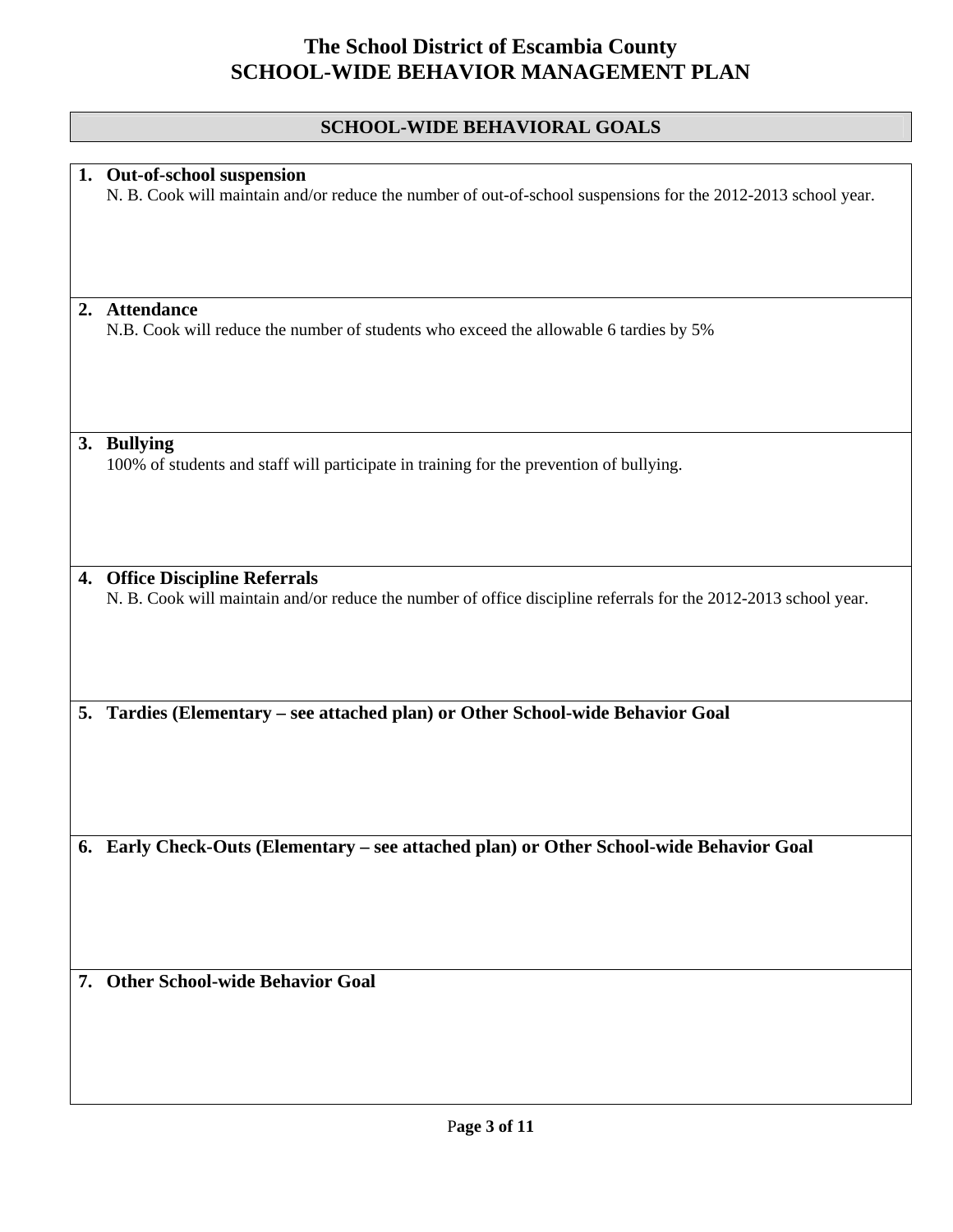# The School District of Escambia County
# SCHOOL-WIDE BEHAVIOR MANAGEMENT PLAN

## SCHOOL-WIDE BEHAVIORAL GOALS

1. **Out-of-school suspension**
   N. B. Cook will maintain and/or reduce the number of out-of-school suspensions for the 2012-2013 school year.

2. **Attendance**
   N.B. Cook will reduce the number of students who exceed the allowable 6 tardies by 5%

3. **Bullying**
   100% of students and staff will participate in training for the prevention of bullying.

4. **Office Discipline Referrals**
   N. B. Cook will maintain and/or reduce the number of office discipline referrals for the 2012-2013 school year.

5. **Tardies (Elementary – see attached plan) or Other School-wide Behavior Goal**

6. **Early Check-Outs (Elementary – see attached plan) or Other School-wide Behavior Goal**

7. **Other School-wide Behavior Goal**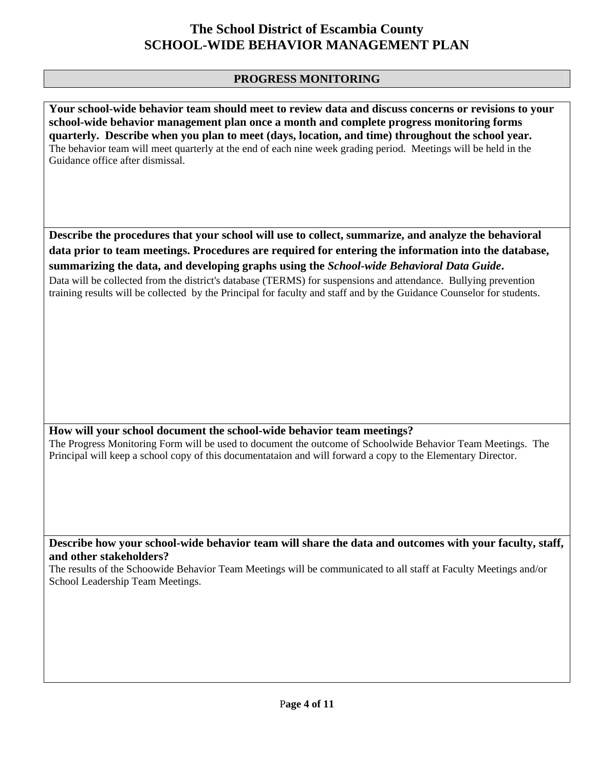# The School District of Escambia County
# SCHOOL-WIDE BEHAVIOR MANAGEMENT PLAN

## PROGRESS MONITORING

**Your school-wide behavior team should meet to review data and discuss concerns or revisions to your school-wide behavior management plan once a month and complete progress monitoring forms quarterly. Describe when you plan to meet (days, location, and time) throughout the school year.**

The behavior team will meet quarterly at the end of each nine week grading period. Meetings will be held in the Guidance office after dismissal.

**Describe the procedures that your school will use to collect, summarize, and analyze the behavioral data prior to team meetings. Procedures are required for entering the information into the database, summarizing the data, and developing graphs using the *School-wide Behavioral Data Guide*.**

Data will be collected from the district's database (TERMS) for suspensions and attendance. Bullying prevention training results will be collected by the Principal for faculty and staff and by the Guidance Counselor for students.

**How will your school document the school-wide behavior team meetings?**

The Progress Monitoring Form will be used to document the outcome of Schoolwide Behavior Team Meetings. The Principal will keep a school copy of this documentataion and will forward a copy to the Elementary Director.

**Describe how your school-wide behavior team will share the data and outcomes with your faculty, staff, and other stakeholders?**

The results of the Schoowide Behavior Team Meetings will be communicated to all staff at Faculty Meetings and/or School Leadership Team Meetings.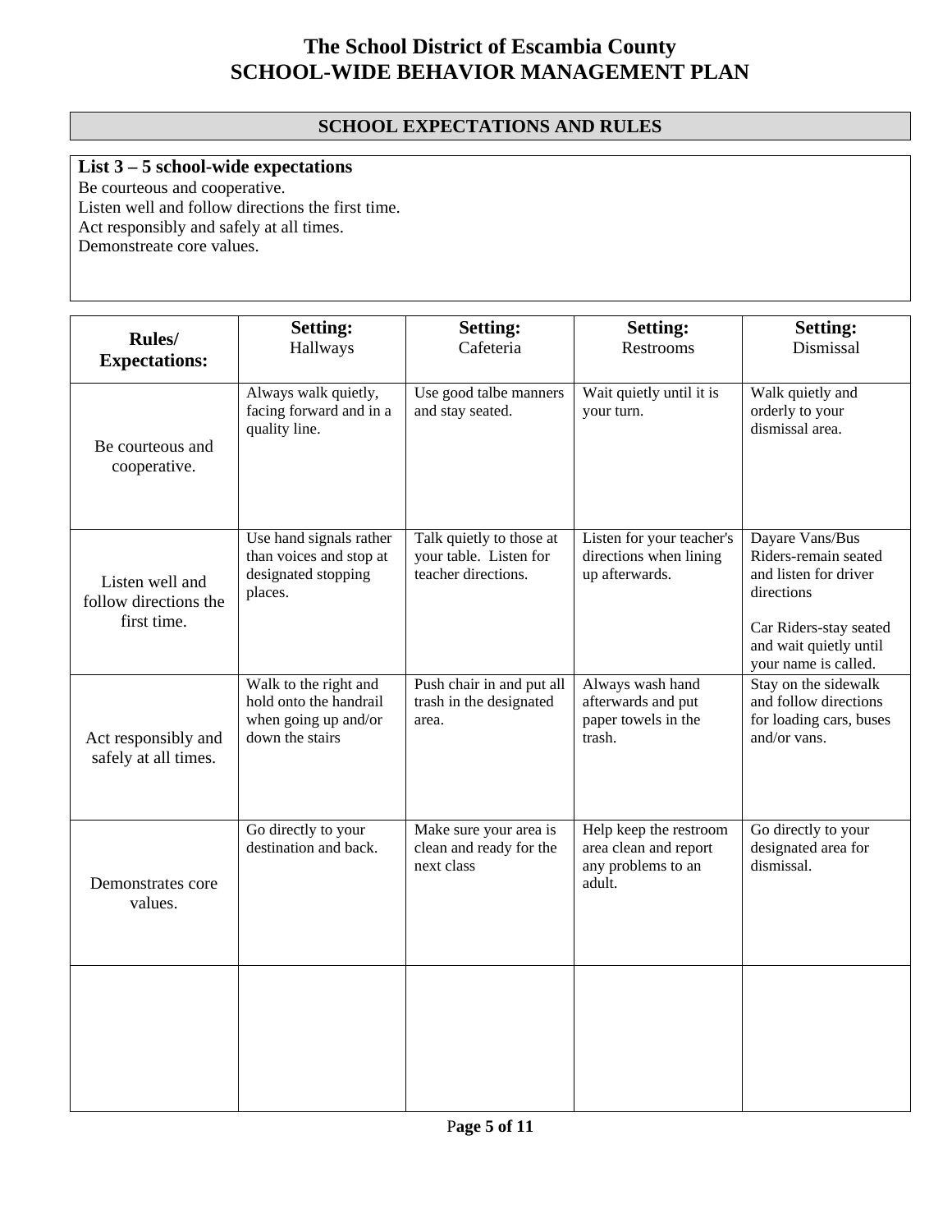# The School District of Escambia County
# SCHOOL-WIDE BEHAVIOR MANAGEMENT PLAN

## SCHOOL EXPECTATIONS AND RULES

**List 3 – 5 school-wide expectations**

Be courteous and cooperative.
Listen well and follow directions the first time.
Act responsibly and safely at all times.
Demonstreate core values.

| **Rules/ Expectations:** | **Setting:** Hallways | **Setting:** Cafeteria | **Setting:** Restrooms | **Setting:** Dismissal |
|---|---|---|---|---|
| Be courteous and cooperative. | Always walk quietly, facing forward and in a quality line. | Use good talbe manners and stay seated. | Wait quietly until it is your turn. | Walk quietly and orderly to your dismissal area. |
| Listen well and follow directions the first time. | Use hand signals rather than voices and stop at designated stopping places. | Talk quietly to those at your table. Listen for teacher directions. | Listen for your teacher's directions when lining up afterwards. | Dayare Vans/Bus Riders-remain seated and listen for driver directions<br><br>Car Riders-stay seated and wait quietly until your name is called. |
| Act responsibly and safely at all times. | Walk to the right and hold onto the handrail when going up and/or down the stairs | Push chair in and put all trash in the designated area. | Always wash hand afterwards and put paper towels in the trash. | Stay on the sidewalk and follow directions for loading cars, buses and/or vans. |
| Demonstrates core values. | Go directly to your destination and back. | Make sure your area is clean and ready for the next class | Help keep the restroom area clean and report any problems to an adult. | Go directly to your designated area for dismissal. |
| | | | | |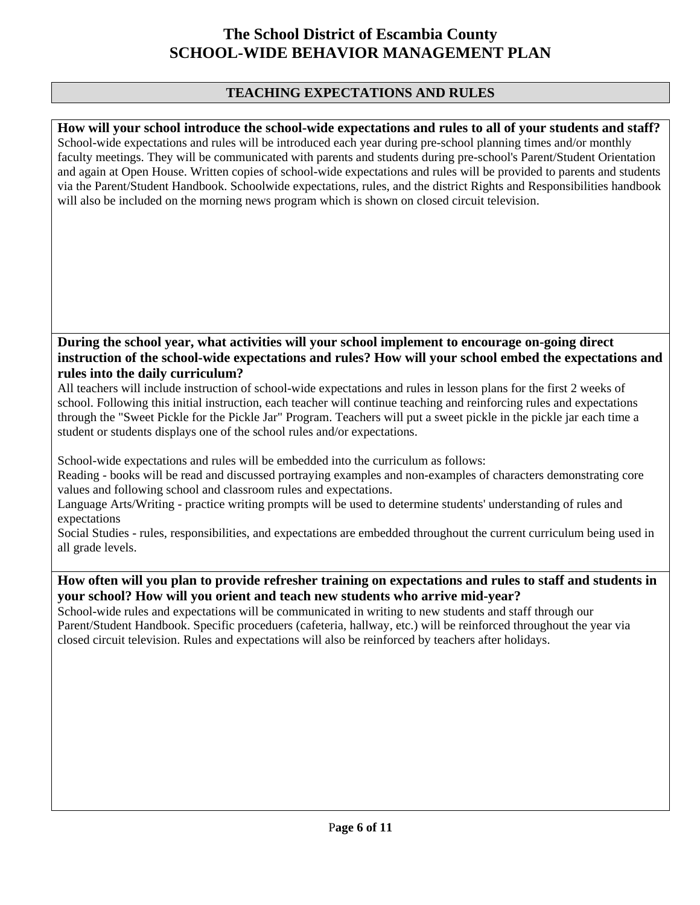# The School District of Escambia County
# SCHOOL-WIDE BEHAVIOR MANAGEMENT PLAN

## TEACHING EXPECTATIONS AND RULES

**How will your school introduce the school-wide expectations and rules to all of your students and staff?**

School-wide expectations and rules will be introduced each year during pre-school planning times and/or monthly faculty meetings. They will be communicated with parents and students during pre-school's Parent/Student Orientation and again at Open House. Written copies of school-wide expectations and rules will be provided to parents and students via the Parent/Student Handbook. Schoolwide expectations, rules, and the district Rights and Responsibilities handbook will also be included on the morning news program which is shown on closed circuit television.

**During the school year, what activities will your school implement to encourage on-going direct instruction of the school-wide expectations and rules? How will your school embed the expectations and rules into the daily curriculum?**

All teachers will include instruction of school-wide expectations and rules in lesson plans for the first 2 weeks of school. Following this initial instruction, each teacher will continue teaching and reinforcing rules and expectations through the "Sweet Pickle for the Pickle Jar" Program. Teachers will put a sweet pickle in the pickle jar each time a student or students displays one of the school rules and/or expectations.

School-wide expectations and rules will be embedded into the curriculum as follows:
Reading - books will be read and discussed portraying examples and non-examples of characters demonstrating core values and following school and classroom rules and expectations.
Language Arts/Writing - practice writing prompts will be used to determine students' understanding of rules and expectations
Social Studies - rules, responsibilities, and expectations are embedded throughout the current curriculum being used in all grade levels.

**How often will you plan to provide refresher training on expectations and rules to staff and students in your school? How will you orient and teach new students who arrive mid-year?**

School-wide rules and expectations will be communicated in writing to new students and staff through our Parent/Student Handbook. Specific proceduers (cafeteria, hallway, etc.) will be reinforced throughout the year via closed circuit television. Rules and expectations will also be reinforced by teachers after holidays.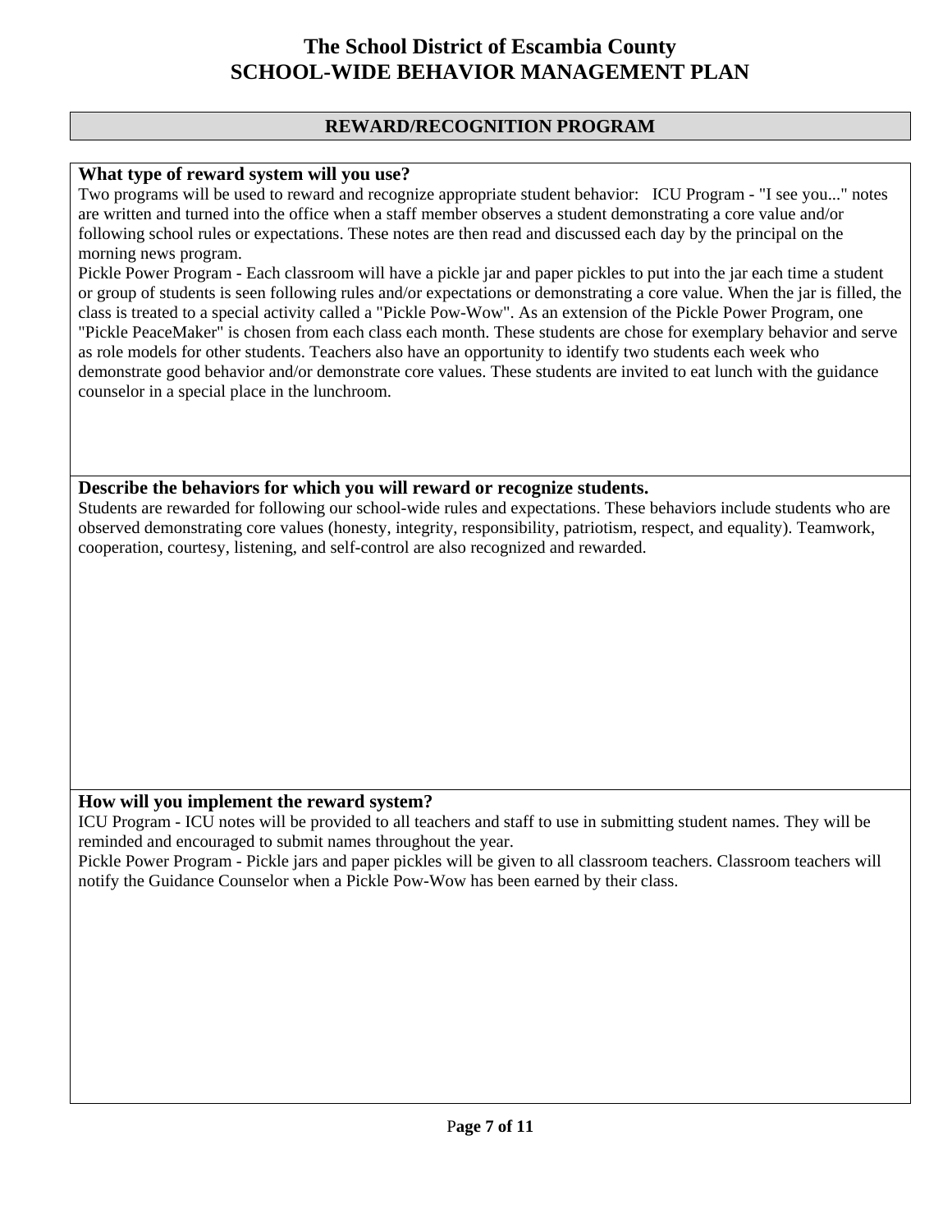# The School District of Escambia County
# SCHOOL-WIDE BEHAVIOR MANAGEMENT PLAN

## REWARD/RECOGNITION PROGRAM

### What type of reward system will you use?

Two programs will be used to reward and recognize appropriate student behavior: ICU Program - "I see you..." notes are written and turned into the office when a staff member observes a student demonstrating a core value and/or following school rules or expectations. These notes are then read and discussed each day by the principal on the morning news program.

Pickle Power Program - Each classroom will have a pickle jar and paper pickles to put into the jar each time a student or group of students is seen following rules and/or expectations or demonstrating a core value. When the jar is filled, the class is treated to a special activity called a "Pickle Pow-Wow". As an extension of the Pickle Power Program, one "Pickle PeaceMaker" is chosen from each class each month. These students are chose for exemplary behavior and serve as role models for other students. Teachers also have an opportunity to identify two students each week who demonstrate good behavior and/or demonstrate core values. These students are invited to eat lunch with the guidance counselor in a special place in the lunchroom.

### Describe the behaviors for which you will reward or recognize students.

Students are rewarded for following our school-wide rules and expectations. These behaviors include students who are observed demonstrating core values (honesty, integrity, responsibility, patriotism, respect, and equality). Teamwork, cooperation, courtesy, listening, and self-control are also recognized and rewarded.

### How will you implement the reward system?

ICU Program - ICU notes will be provided to all teachers and staff to use in submitting student names. They will be reminded and encouraged to submit names throughout the year.

Pickle Power Program - Pickle jars and paper pickles will be given to all classroom teachers. Classroom teachers will notify the Guidance Counselor when a Pickle Pow-Wow has been earned by their class.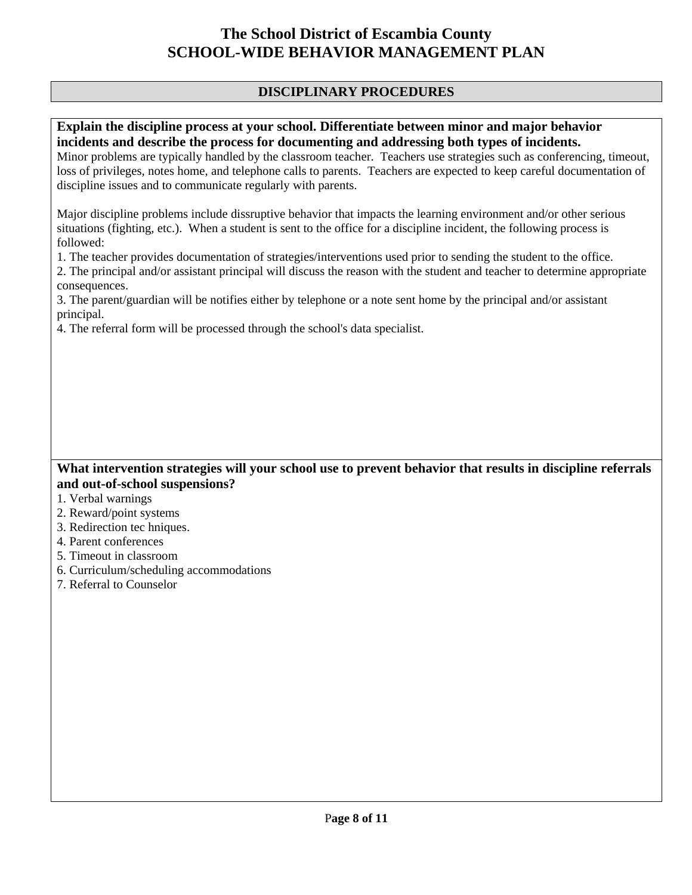# The School District of Escambia County
# SCHOOL-WIDE BEHAVIOR MANAGEMENT PLAN

## DISCIPLINARY PROCEDURES

**Explain the discipline process at your school. Differentiate between minor and major behavior incidents and describe the process for documenting and addressing both types of incidents.**

Minor problems are typically handled by the classroom teacher. Teachers use strategies such as conferencing, timeout, loss of privileges, notes home, and telephone calls to parents. Teachers are expected to keep careful documentation of discipline issues and to communicate regularly with parents.

Major discipline problems include dissruptive behavior that impacts the learning environment and/or other serious situations (fighting, etc.). When a student is sent to the office for a discipline incident, the following process is followed:

1. The teacher provides documentation of strategies/interventions used prior to sending the student to the office.
2. The principal and/or assistant principal will discuss the reason with the student and teacher to determine appropriate consequences.
3. The parent/guardian will be notifies either by telephone or a note sent home by the principal and/or assistant principal.
4. The referral form will be processed through the school's data specialist.

**What intervention strategies will your school use to prevent behavior that results in discipline referrals and out-of-school suspensions?**

1. Verbal warnings
2. Reward/point systems
3. Redirection tec hniques.
4. Parent conferences
5. Timeout in classroom
6. Curriculum/scheduling accommodations
7. Referral to Counselor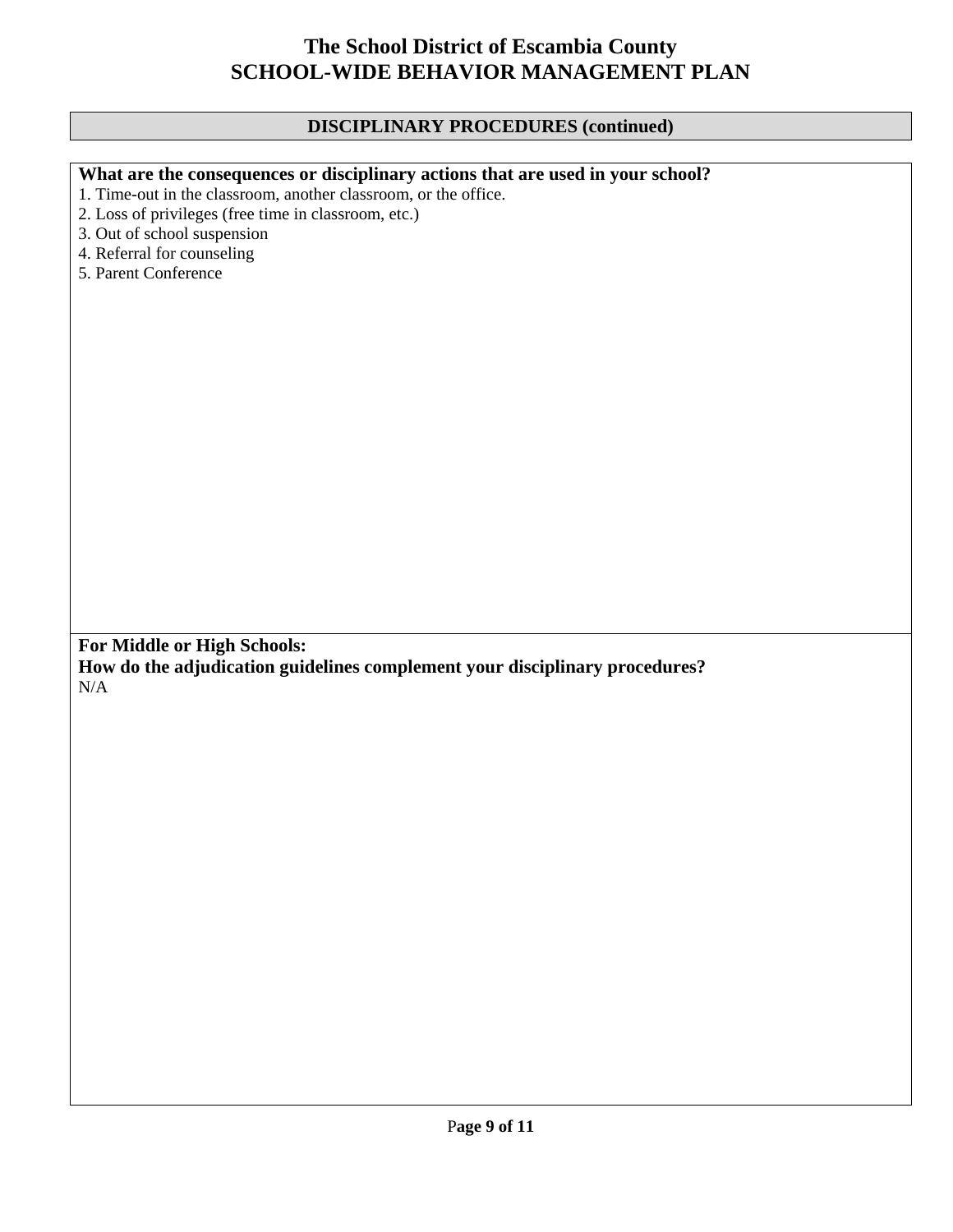# The School District of Escambia County
# SCHOOL-WIDE BEHAVIOR MANAGEMENT PLAN

## DISCIPLINARY PROCEDURES (continued)

**What are the consequences or disciplinary actions that are used in your school?**

1. Time-out in the classroom, another classroom, or the office.
2. Loss of privileges (free time in classroom, etc.)
3. Out of school suspension
4. Referral for counseling
5. Parent Conference

**For Middle or High Schools:**
**How do the adjudication guidelines complement your disciplinary procedures?**

N/A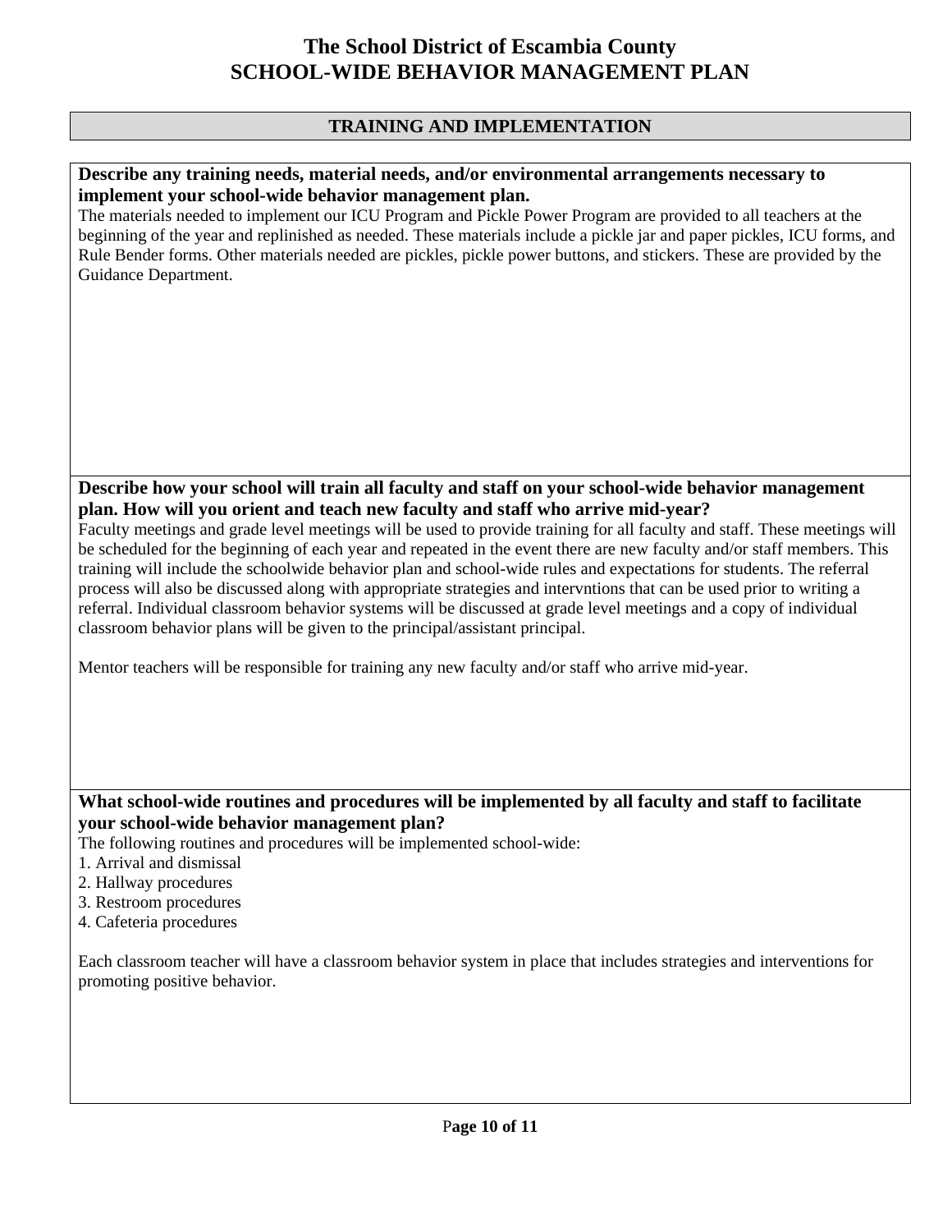# The School District of Escambia County
# SCHOOL-WIDE BEHAVIOR MANAGEMENT PLAN

## TRAINING AND IMPLEMENTATION

**Describe any training needs, material needs, and/or environmental arrangements necessary to implement your school-wide behavior management plan.**

The materials needed to implement our ICU Program and Pickle Power Program are provided to all teachers at the beginning of the year and replinished as needed. These materials include a pickle jar and paper pickles, ICU forms, and Rule Bender forms. Other materials needed are pickles, pickle power buttons, and stickers. These are provided by the Guidance Department.

**Describe how your school will train all faculty and staff on your school-wide behavior management plan. How will you orient and teach new faculty and staff who arrive mid-year?**

Faculty meetings and grade level meetings will be used to provide training for all faculty and staff. These meetings will be scheduled for the beginning of each year and repeated in the event there are new faculty and/or staff members. This training will include the schoolwide behavior plan and school-wide rules and expectations for students. The referral process will also be discussed along with appropriate strategies and intervntions that can be used prior to writing a referral. Individual classroom behavior systems will be discussed at grade level meetings and a copy of individual classroom behavior plans will be given to the principal/assistant principal.

Mentor teachers will be responsible for training any new faculty and/or staff who arrive mid-year.

**What school-wide routines and procedures will be implemented by all faculty and staff to facilitate your school-wide behavior management plan?**

The following routines and procedures will be implemented school-wide:

1. Arrival and dismissal
2. Hallway procedures
3. Restroom procedures
4. Cafeteria procedures

Each classroom teacher will have a classroom behavior system in place that includes strategies and interventions for promoting positive behavior.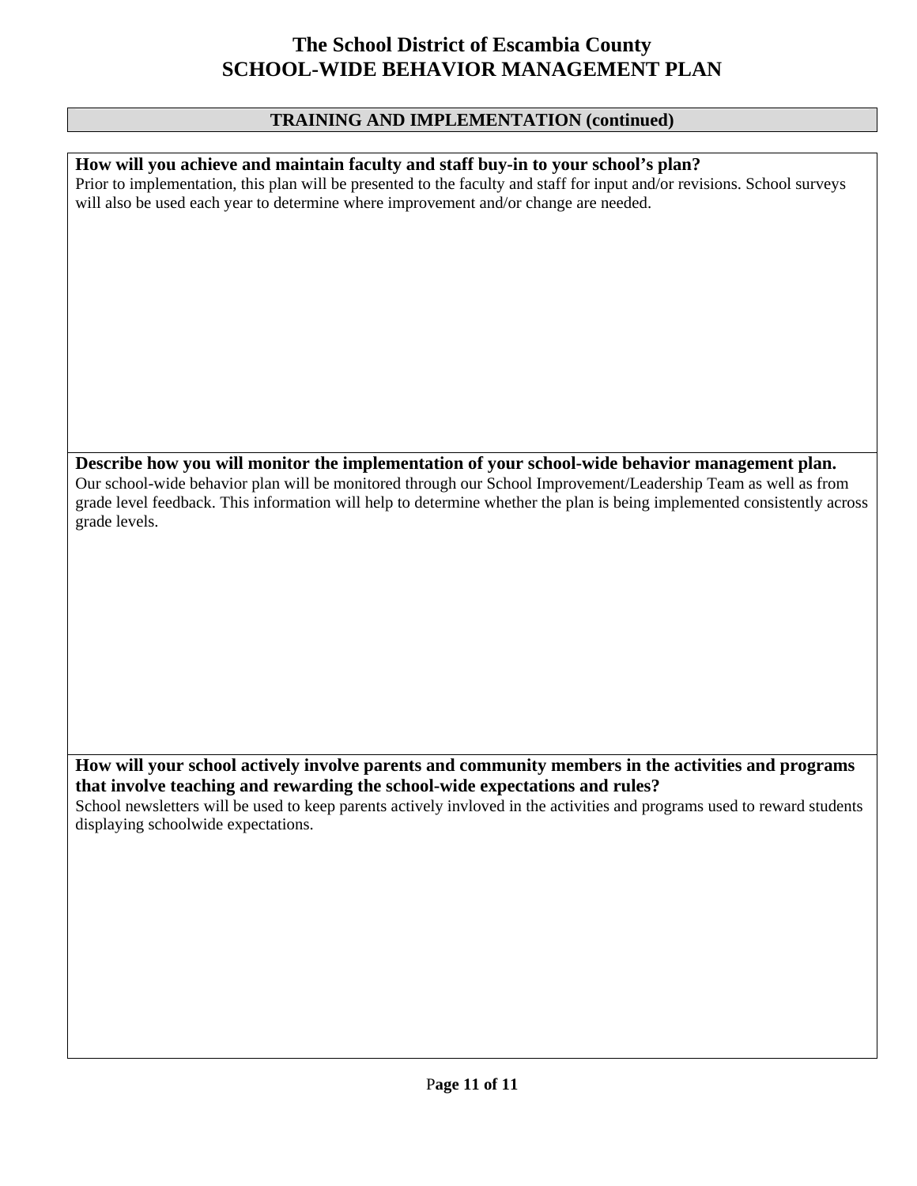# The School District of Escambia County
# SCHOOL-WIDE BEHAVIOR MANAGEMENT PLAN

## TRAINING AND IMPLEMENTATION (continued)

**How will you achieve and maintain faculty and staff buy-in to your school's plan?**

Prior to implementation, this plan will be presented to the faculty and staff for input and/or revisions. School surveys will also be used each year to determine where improvement and/or change are needed.

**Describe how you will monitor the implementation of your school-wide behavior management plan.**

Our school-wide behavior plan will be monitored through our School Improvement/Leadership Team as well as from grade level feedback. This information will help to determine whether the plan is being implemented consistently across grade levels.

**How will your school actively involve parents and community members in the activities and programs that involve teaching and rewarding the school-wide expectations and rules?**

School newsletters will be used to keep parents actively invloved in the activities and programs used to reward students displaying schoolwide expectations.